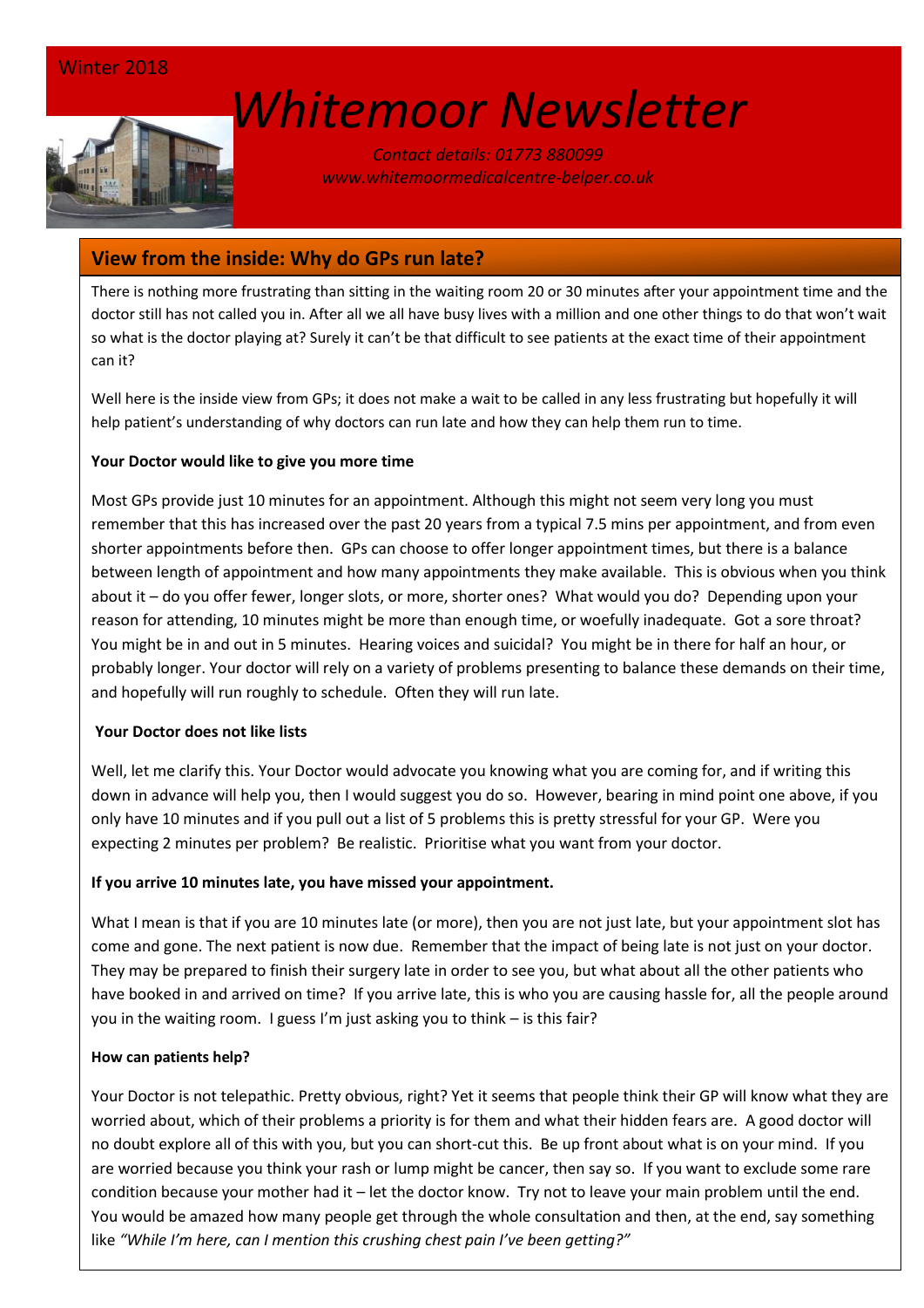Winter 2018

# Whitemoor Newsletter

*Contact details: 01773 880099*
*www.whitemoormedicalcentre-belper.co.uk*

## View from the inside: Why do GPs run late?

There is nothing more frustrating than sitting in the waiting room 20 or 30 minutes after your appointment time and the doctor still has not called you in. After all we all have busy lives with a million and one other things to do that won't wait so what is the doctor playing at? Surely it can't be that difficult to see patients at the exact time of their appointment can it?

Well here is the inside view from GPs; it does not make a wait to be called in any less frustrating but hopefully it will help patient's understanding of why doctors can run late and how they can help them run to time.

**Your Doctor would like to give you more time**

Most GPs provide just 10 minutes for an appointment. Although this might not seem very long you must remember that this has increased over the past 20 years from a typical 7.5 mins per appointment, and from even shorter appointments before then. GPs can choose to offer longer appointment times, but there is a balance between length of appointment and how many appointments they make available. This is obvious when you think about it – do you offer fewer, longer slots, or more, shorter ones? What would you do? Depending upon your reason for attending, 10 minutes might be more than enough time, or woefully inadequate. Got a sore throat? You might be in and out in 5 minutes. Hearing voices and suicidal? You might be in there for half an hour, or probably longer. Your doctor will rely on a variety of problems presenting to balance these demands on their time, and hopefully will run roughly to schedule. Often they will run late.

**Your Doctor does not like lists**

Well, let me clarify this. Your Doctor would advocate you knowing what you are coming for, and if writing this down in advance will help you, then I would suggest you do so. However, bearing in mind point one above, if you only have 10 minutes and if you pull out a list of 5 problems this is pretty stressful for your GP. Were you expecting 2 minutes per problem? Be realistic. Prioritise what you want from your doctor.

**If you arrive 10 minutes late, you have missed your appointment.**

What I mean is that if you are 10 minutes late (or more), then you are not just late, but your appointment slot has come and gone. The next patient is now due. Remember that the impact of being late is not just on your doctor. They may be prepared to finish their surgery late in order to see you, but what about all the other patients who have booked in and arrived on time? If you arrive late, this is who you are causing hassle for, all the people around you in the waiting room. I guess I'm just asking you to think – is this fair?

**How can patients help?**

Your Doctor is not telepathic. Pretty obvious, right? Yet it seems that people think their GP will know what they are worried about, which of their problems a priority is for them and what their hidden fears are. A good doctor will no doubt explore all of this with you, but you can short-cut this. Be up front about what is on your mind. If you are worried because you think your rash or lump might be cancer, then say so. If you want to exclude some rare condition because your mother had it – let the doctor know. Try not to leave your main problem until the end. You would be amazed how many people get through the whole consultation and then, at the end, say something like *"While I'm here, can I mention this crushing chest pain I've been getting?"*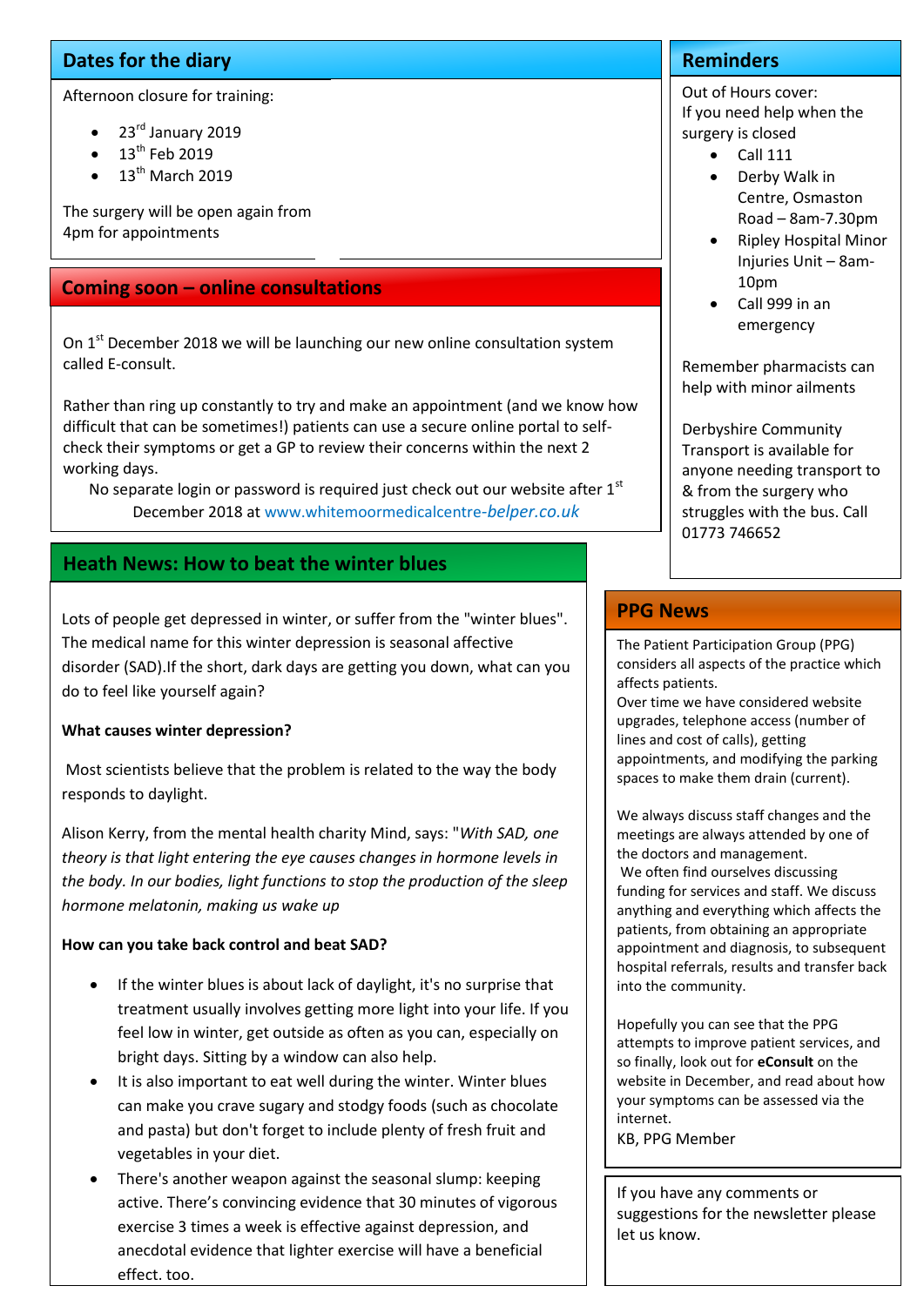## Dates for the diary

Afternoon closure for training:

- 23rd January 2019
- 13th Feb 2019
- 13th March 2019

The surgery will be open again from 4pm for appointments

## Coming soon – online consultations

On 1st December 2018 we will be launching our new online consultation system called E-consult.

Rather than ring up constantly to try and make an appointment (and we know how difficult that can be sometimes!) patients can use a secure online portal to self-check their symptoms or get a GP to review their concerns within the next 2 working days.

No separate login or password is required just check out our website after 1st December 2018 at www.whitemoormedicalcentre-*belper.co.uk*

## Heath News: How to beat the winter blues

Lots of people get depressed in winter, or suffer from the "winter blues". The medical name for this winter depression is seasonal affective disorder (SAD).If the short, dark days are getting you down, what can you do to feel like yourself again?

**What causes winter depression?**

Most scientists believe that the problem is related to the way the body responds to daylight.

Alison Kerry, from the mental health charity Mind, says: "*With SAD, one theory is that light entering the eye causes changes in hormone levels in the body. In our bodies, light functions to stop the production of the sleep hormone melatonin, making us wake up*

**How can you take back control and beat SAD?**

- If the winter blues is about lack of daylight, it's no surprise that treatment usually involves getting more light into your life. If you feel low in winter, get outside as often as you can, especially on bright days. Sitting by a window can also help.
- It is also important to eat well during the winter. Winter blues can make you crave sugary and stodgy foods (such as chocolate and pasta) but don't forget to include plenty of fresh fruit and vegetables in your diet.
- There's another weapon against the seasonal slump: keeping active. There's convincing evidence that 30 minutes of vigorous exercise 3 times a week is effective against depression, and anecdotal evidence that lighter exercise will have a beneficial effect. too.

## Reminders

Out of Hours cover:
If you need help when the surgery is closed

- Call 111
- Derby Walk in Centre, Osmaston Road – 8am-7.30pm
- Ripley Hospital Minor Injuries Unit – 8am-10pm
- Call 999 in an emergency

Remember pharmacists can help with minor ailments

Derbyshire Community Transport is available for anyone needing transport to & from the surgery who struggles with the bus. Call 01773 746652

## PPG News

The Patient Participation Group (PPG) considers all aspects of the practice which affects patients.
Over time we have considered website upgrades, telephone access (number of lines and cost of calls), getting appointments, and modifying the parking spaces to make them drain (current).

We always discuss staff changes and the meetings are always attended by one of the doctors and management.
We often find ourselves discussing funding for services and staff. We discuss anything and everything which affects the patients, from obtaining an appropriate appointment and diagnosis, to subsequent hospital referrals, results and transfer back into the community.

Hopefully you can see that the PPG attempts to improve patient services, and so finally, look out for **eConsult** on the website in December, and read about how your symptoms can be assessed via the internet.
KB, PPG Member

If you have any comments or suggestions for the newsletter please let us know.